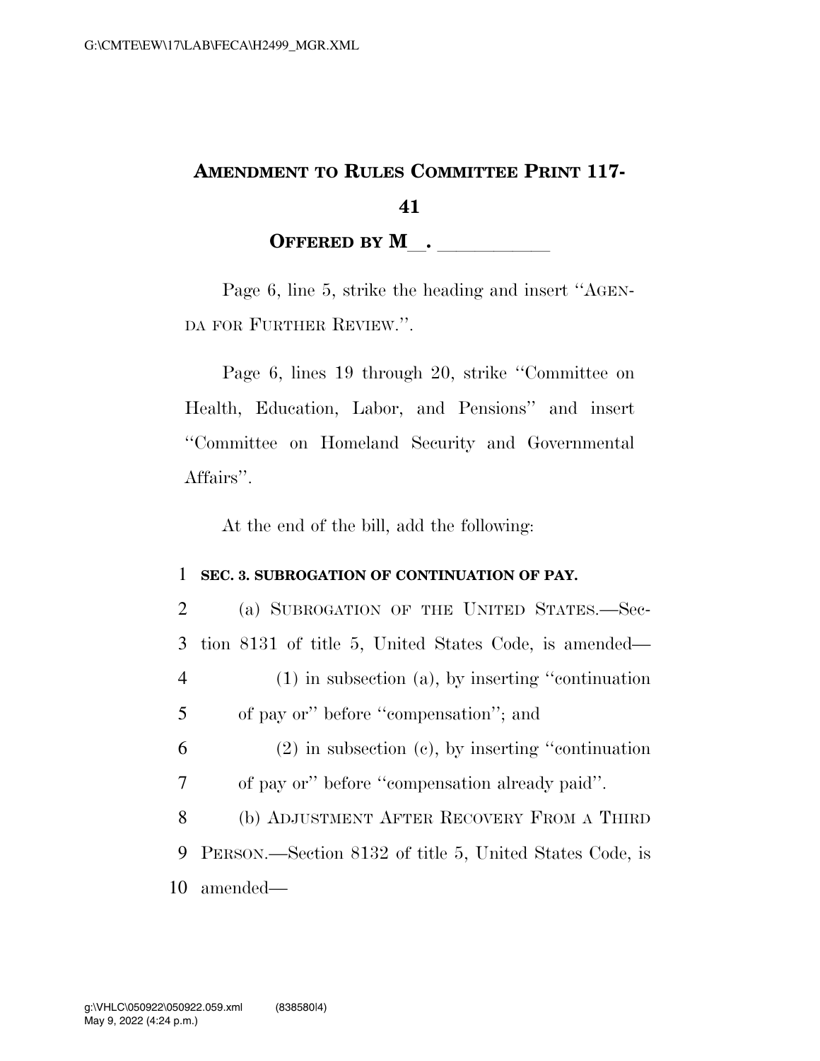# Amendment to Rules Committee Print 117-41

**Offered by M\_\_. \_\_\_\_\_\_\_\_\_\_\_**

Page 6, line 5, strike the heading and insert "AGENDA FOR FURTHER REVIEW.".

Page 6, lines 19 through 20, strike "Committee on Health, Education, Labor, and Pensions" and insert "Committee on Homeland Security and Governmental Affairs".

At the end of the bill, add the following:

1 **SEC. 3. SUBROGATION OF CONTINUATION OF PAY.**

2 (a) SUBROGATION OF THE UNITED STATES.—Sec-
3 tion 8131 of title 5, United States Code, is amended—
4 (1) in subsection (a), by inserting "continuation
5 of pay or" before "compensation"; and
6 (2) in subsection (c), by inserting "continuation
7 of pay or" before "compensation already paid".
8 (b) ADJUSTMENT AFTER RECOVERY FROM A THIRD
9 PERSON.—Section 8132 of title 5, United States Code, is
10 amended—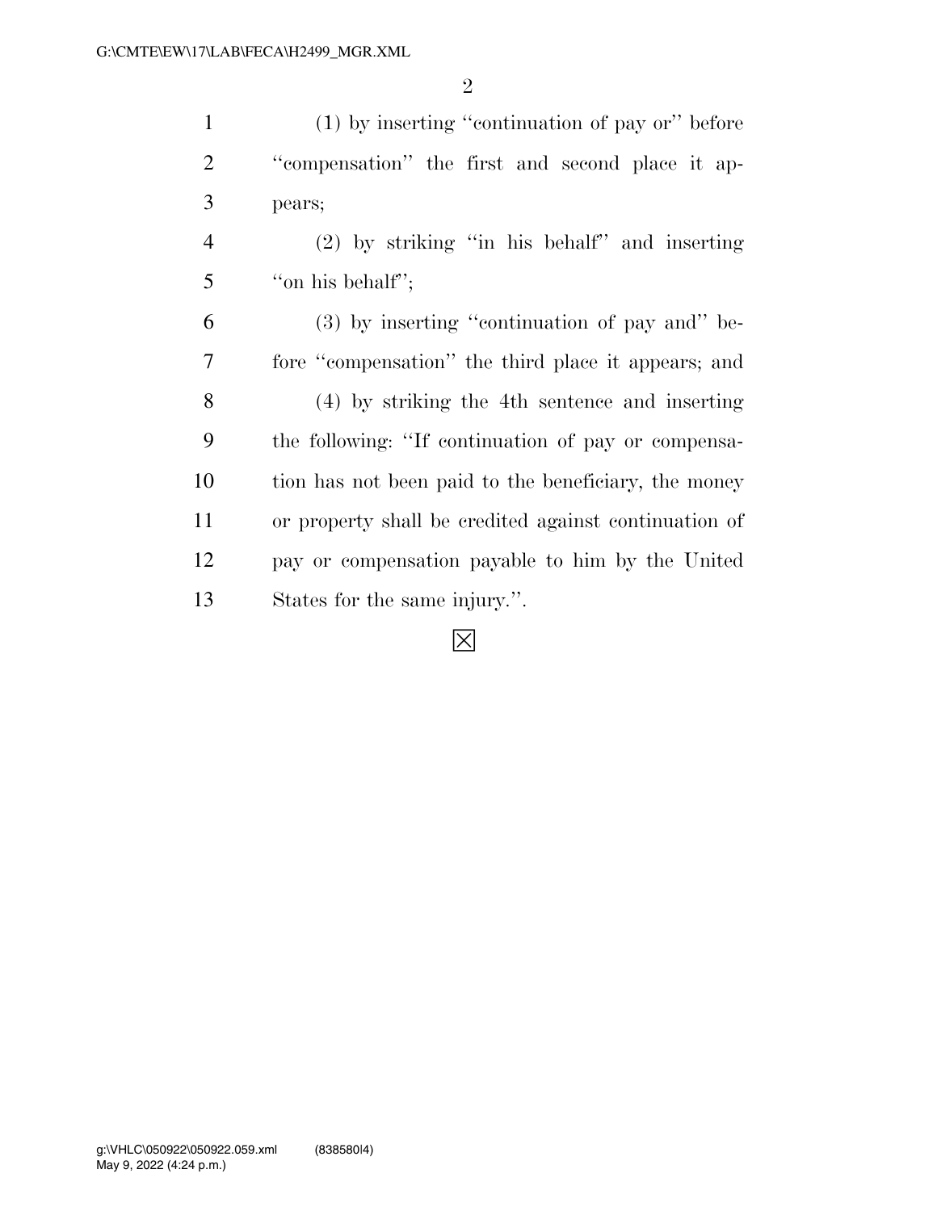(1) by inserting "continuation of pay or" before "compensation" the first and second place it appears;

(2) by striking "in his behalf" and inserting "on his behalf";

(3) by inserting "continuation of pay and" before "compensation" the third place it appears; and

(4) by striking the 4th sentence and inserting the following: "If continuation of pay or compensation has not been paid to the beneficiary, the money or property shall be credited against continuation of pay or compensation payable to him by the United States for the same injury.".